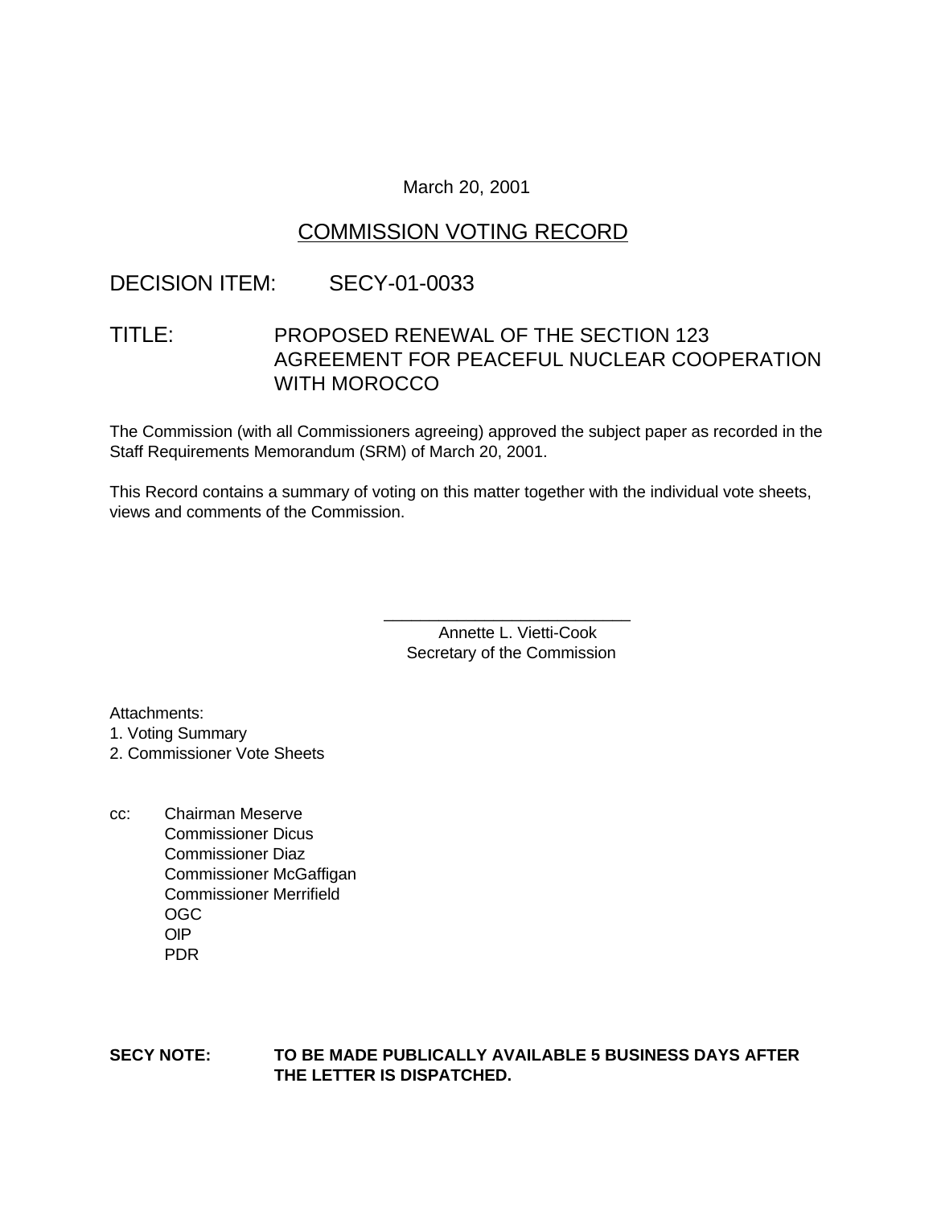March 20, 2001

## COMMISSION VOTING RECORD

DECISION ITEM: SECY-01-0033

TITLE: PROPOSED RENEWAL OF THE SECTION 123 AGREEMENT FOR PEACEFUL NUCLEAR COOPERATION WITH MOROCCO

The Commission (with all Commissioners agreeing) approved the subject paper as recorded in the Staff Requirements Memorandum (SRM) of March 20, 2001.

This Record contains a summary of voting on this matter together with the individual vote sheets, views and comments of the Commission.

\_\_\_\_\_\_\_\_\_\_\_\_\_\_\_\_\_\_\_\_\_\_\_\_\_\_\_

Annette L. Vietti-Cook
Secretary of the Commission

Attachments:
1. Voting Summary
2. Commissioner Vote Sheets

cc: Chairman Meserve
Commissioner Dicus
Commissioner Diaz
Commissioner McGaffigan
Commissioner Merrifield
OGC
OIP
PDR

**SECY NOTE: TO BE MADE PUBLICALLY AVAILABLE 5 BUSINESS DAYS AFTER THE LETTER IS DISPATCHED.**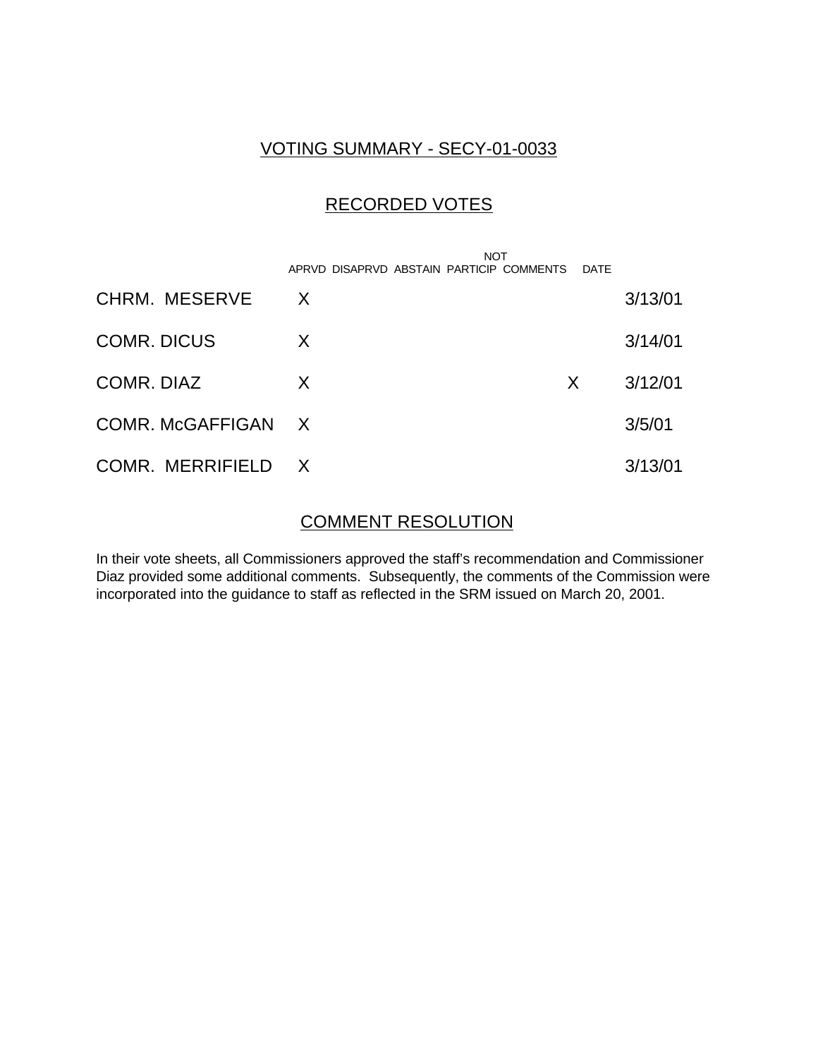## VOTING SUMMARY - SECY-01-0033

## RECORDED VOTES

| | APRVD | DISAPRVD | ABSTAIN | NOT PARTICIP | COMMENTS | DATE |
|---|---|---|---|---|---|---|
| CHRM. MESERVE | X | | | | | 3/13/01 |
| COMR. DICUS | X | | | | | 3/14/01 |
| COMR. DIAZ | X | | | | X | 3/12/01 |
| COMR. McGAFFIGAN | X | | | | | 3/5/01 |
| COMR. MERRIFIELD | X | | | | | 3/13/01 |

## COMMENT RESOLUTION

In their vote sheets, all Commissioners approved the staff's recommendation and Commissioner Diaz provided some additional comments. Subsequently, the comments of the Commission were incorporated into the guidance to staff as reflected in the SRM issued on March 20, 2001.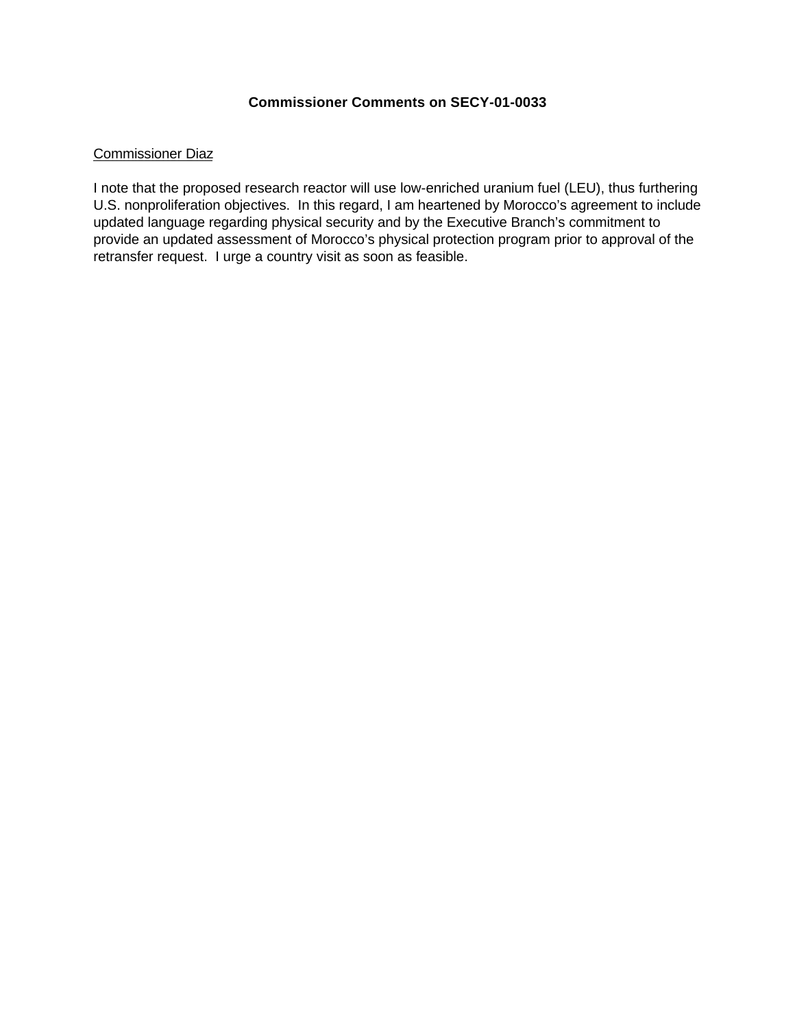**Commissioner Comments on SECY-01-0033**

<u>Commissioner Diaz</u>

I note that the proposed research reactor will use low-enriched uranium fuel (LEU), thus furthering U.S. nonproliferation objectives. In this regard, I am heartened by Morocco's agreement to include updated language regarding physical security and by the Executive Branch's commitment to provide an updated assessment of Morocco's physical protection program prior to approval of the retransfer request. I urge a country visit as soon as feasible.